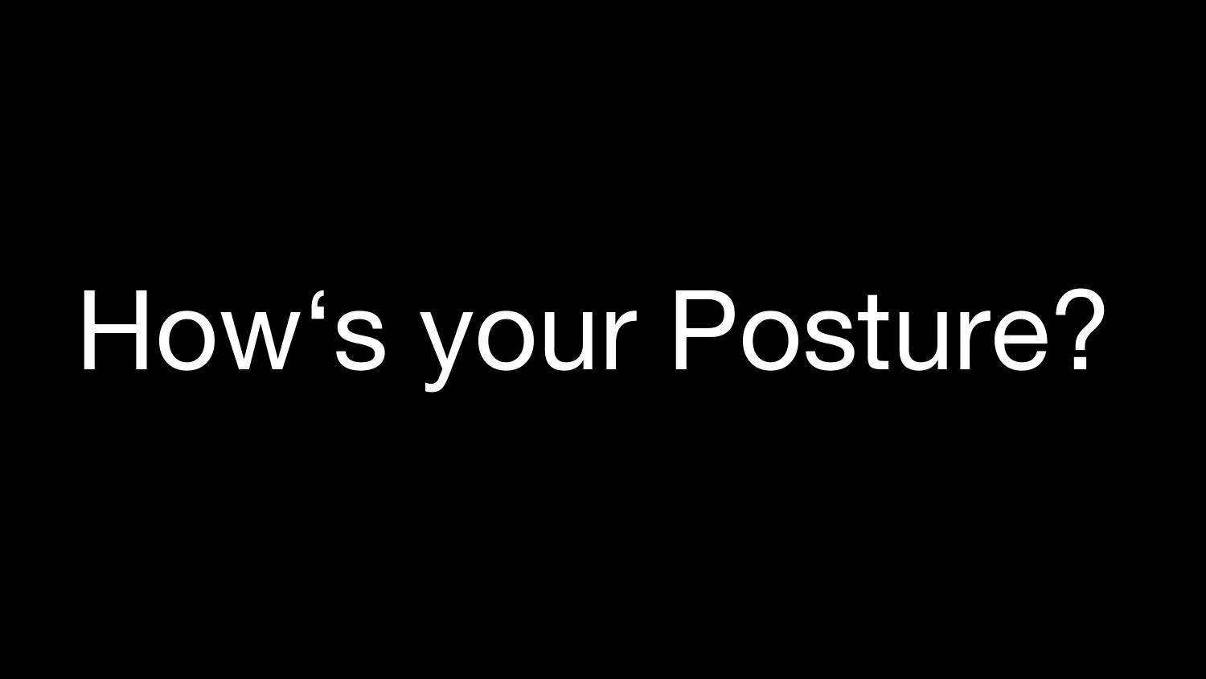# How‘s your Posture?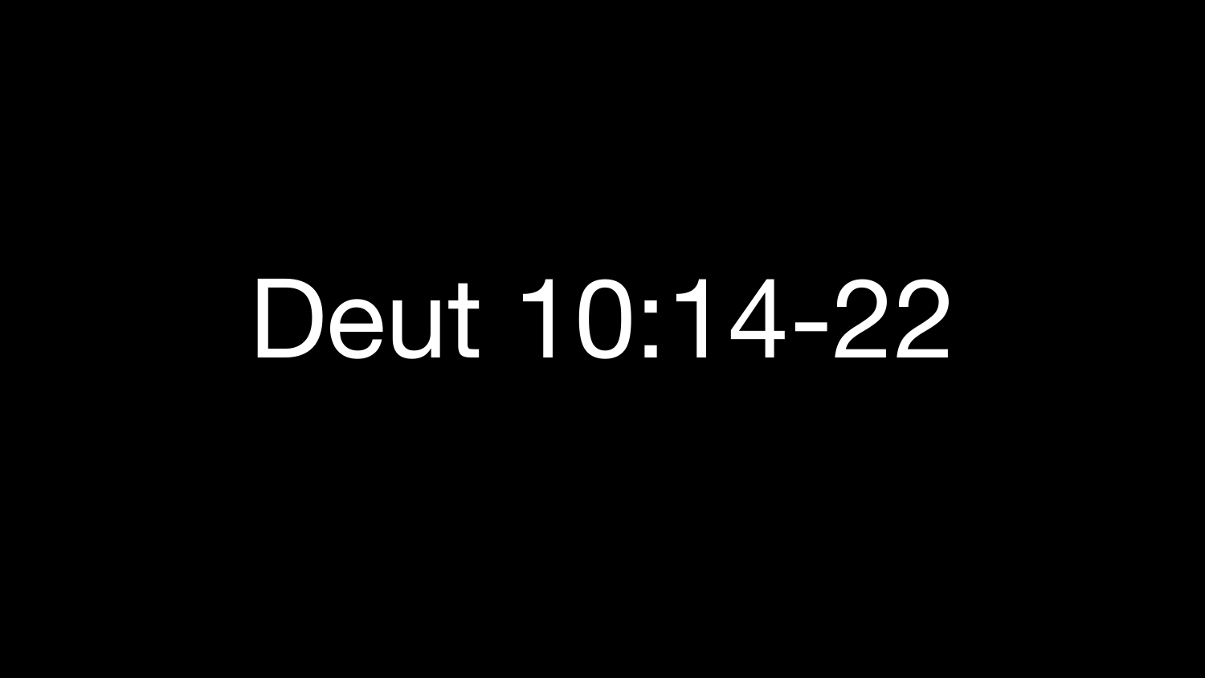# Deut 10:14-22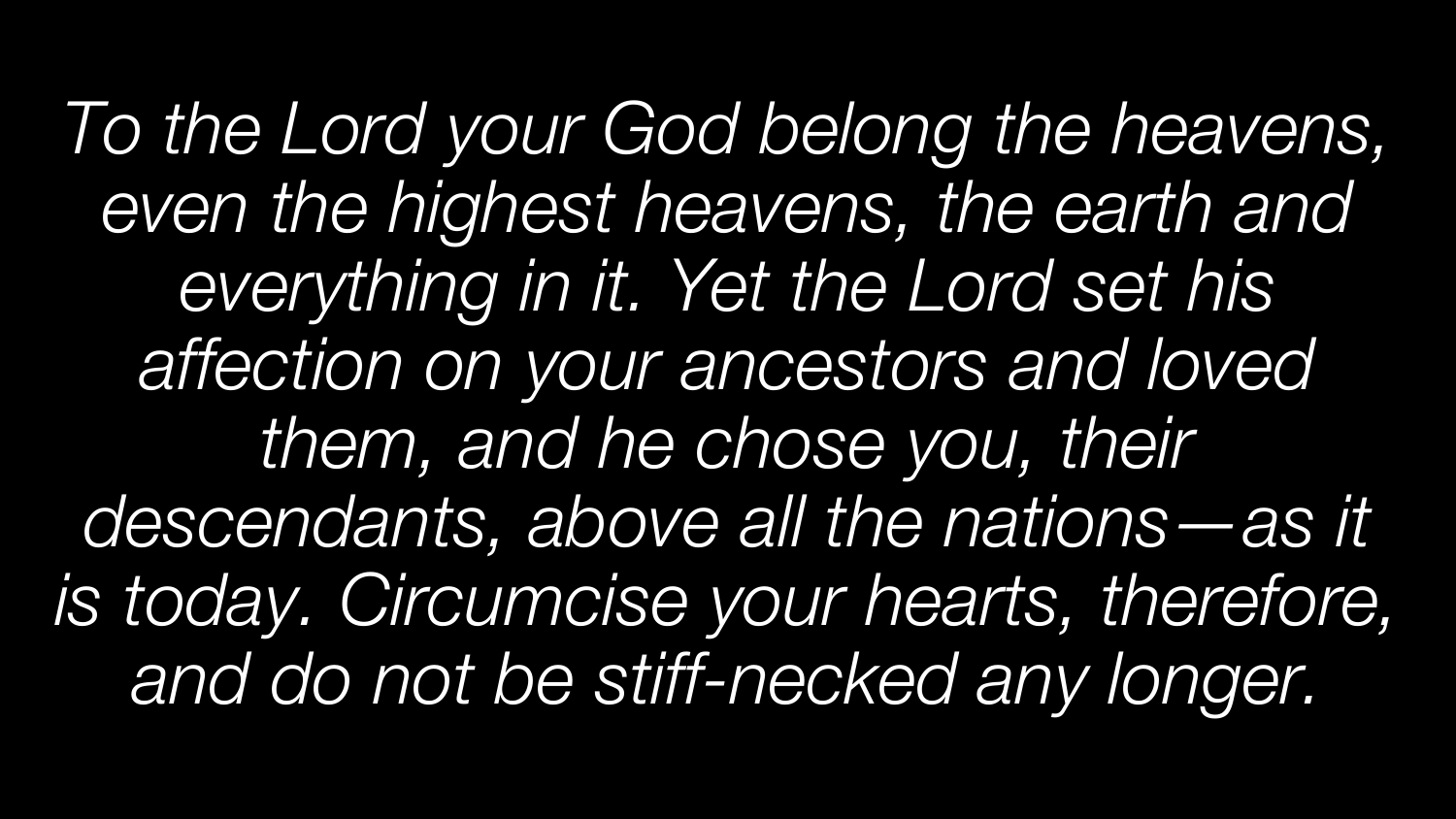*To the Lord your God belong the heavens, even the highest heavens, the earth and everything in it. Yet the Lord set his affection on your ancestors and loved them, and he chose you, their descendants, above all the nations—as it is today. Circumcise your hearts, therefore, and do not be stiff-necked any longer.*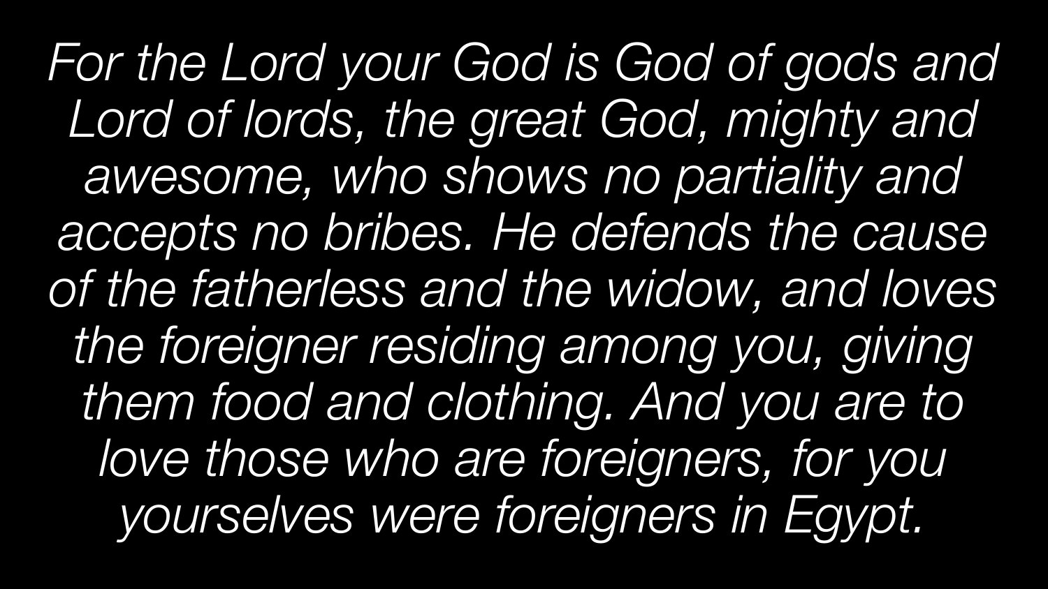*For the Lord your God is God of gods and Lord of lords, the great God, mighty and awesome, who shows no partiality and accepts no bribes. He defends the cause of the fatherless and the widow, and loves the foreigner residing among you, giving them food and clothing. And you are to love those who are foreigners, for you yourselves were foreigners in Egypt.*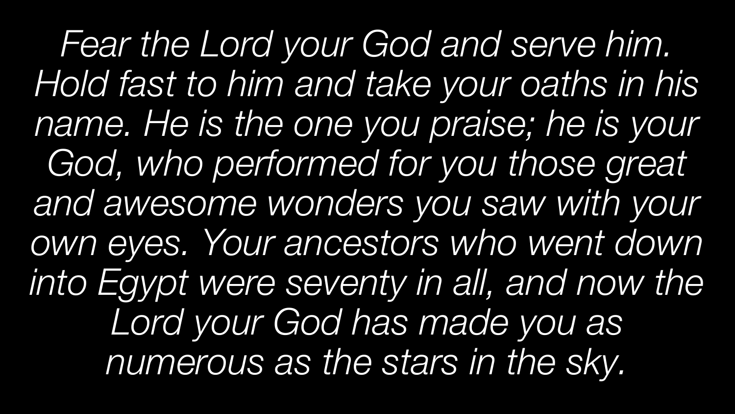*Fear the Lord your God and serve him. Hold fast to him and take your oaths in his name. He is the one you praise; he is your God, who performed for you those great and awesome wonders you saw with your own eyes. Your ancestors who went down into Egypt were seventy in all, and now the Lord your God has made you as numerous as the stars in the sky.*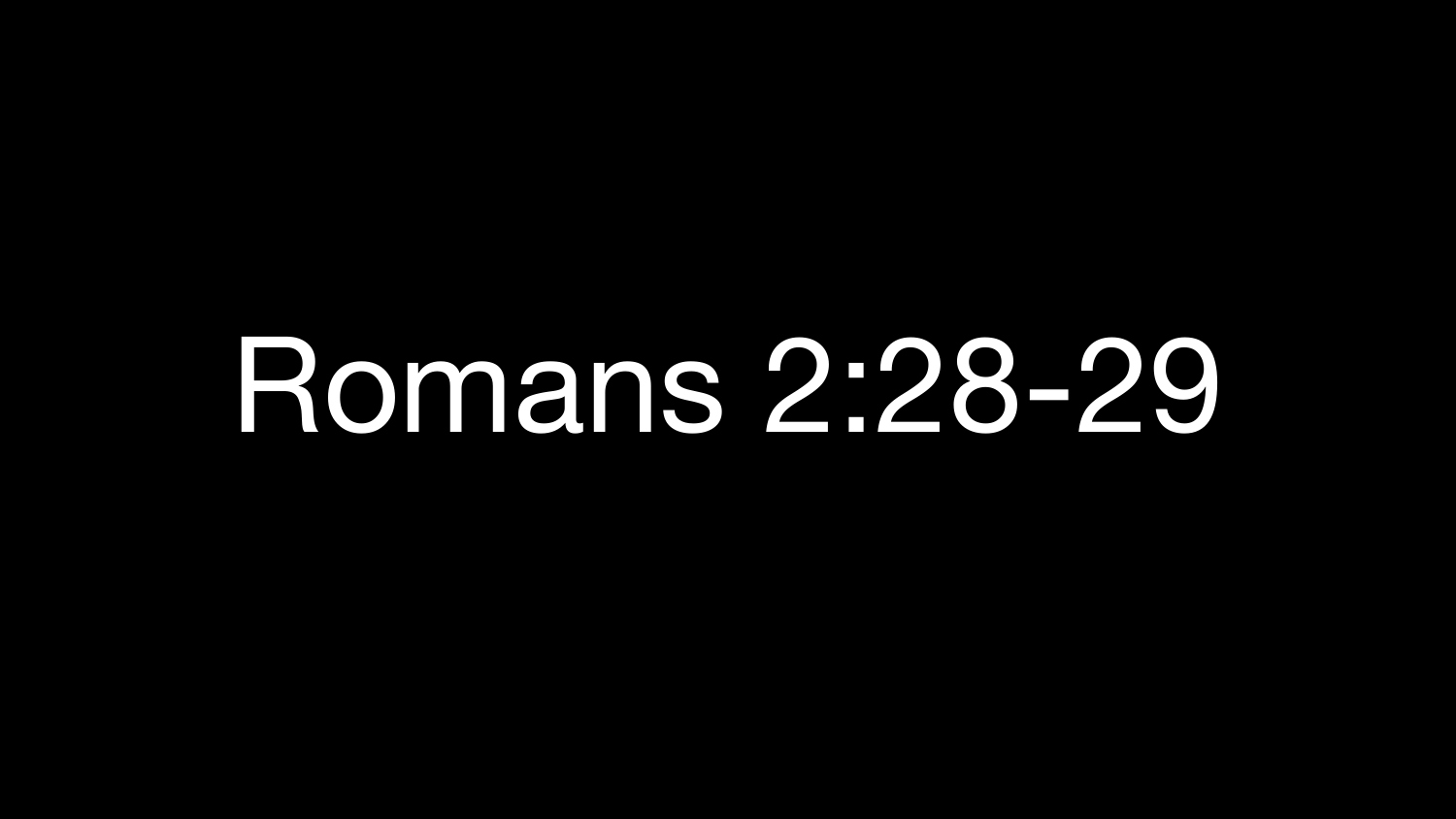# Romans 2:28-29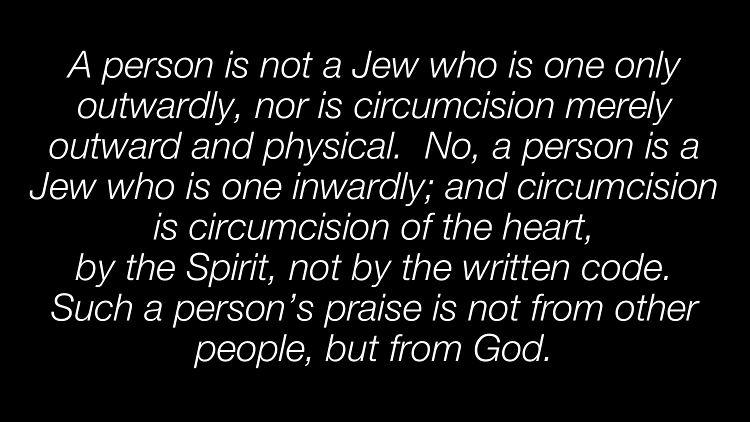*A person is not a Jew who is one only outwardly, nor is circumcision merely outward and physical. No, a person is a Jew who is one inwardly; and circumcision is circumcision of the heart, by the Spirit, not by the written code. Such a person's praise is not from other people, but from God.*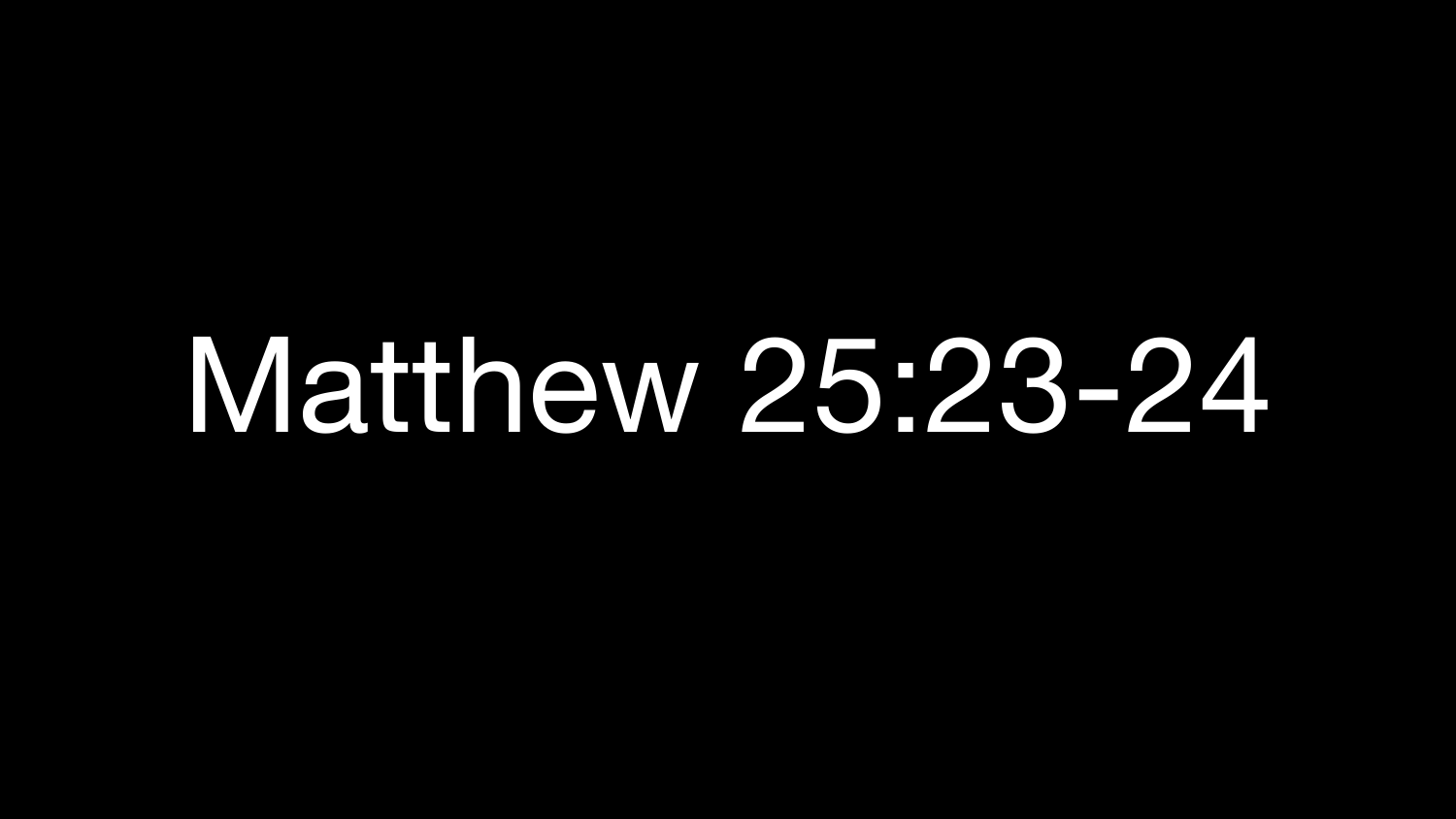# Matthew 25:23-24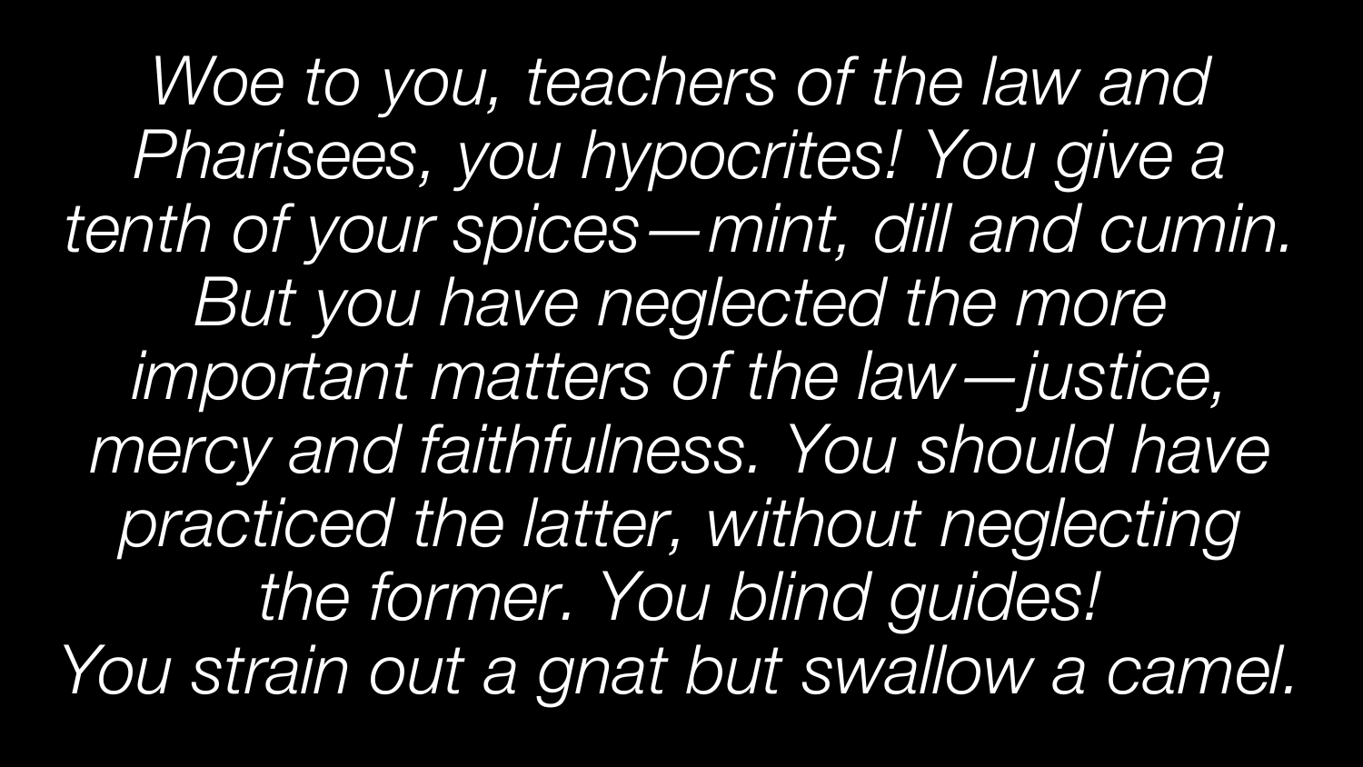*Woe to you, teachers of the law and Pharisees, you hypocrites! You give a tenth of your spices—mint, dill and cumin. But you have neglected the more important matters of the law—justice, mercy and faithfulness. You should have practiced the latter, without neglecting the former. You blind guides! You strain out a gnat but swallow a camel.*